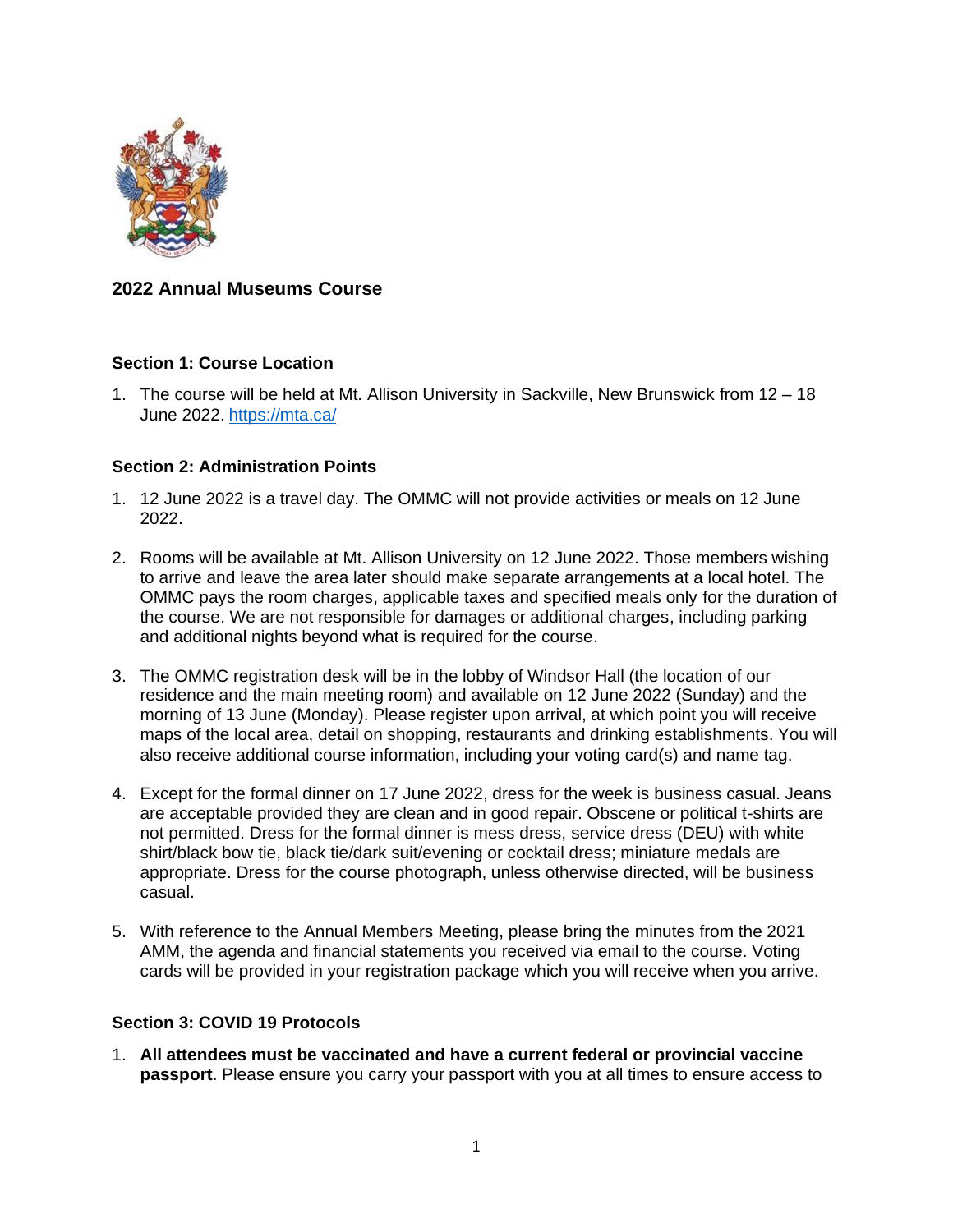## 2022 Annual Museums Course

### Section 1: Course Location

1. The course will be held at Mt. Allison University in Sackville, New Brunswick from 12 – 18 June 2022. [https://mta.ca/](https://mta.ca/)

### Section 2: Administration Points

1. 12 June 2022 is a travel day. The OMMC will not provide activities or meals on 12 June 2022.

2. Rooms will be available at Mt. Allison University on 12 June 2022. Those members wishing to arrive and leave the area later should make separate arrangements at a local hotel. The OMMC pays the room charges, applicable taxes and specified meals only for the duration of the course. We are not responsible for damages or additional charges, including parking and additional nights beyond what is required for the course.

3. The OMMC registration desk will be in the lobby of Windsor Hall (the location of our residence and the main meeting room) and available on 12 June 2022 (Sunday) and the morning of 13 June (Monday). Please register upon arrival, at which point you will receive maps of the local area, detail on shopping, restaurants and drinking establishments. You will also receive additional course information, including your voting card(s) and name tag.

4. Except for the formal dinner on 17 June 2022, dress for the week is business casual. Jeans are acceptable provided they are clean and in good repair. Obscene or political t-shirts are not permitted. Dress for the formal dinner is mess dress, service dress (DEU) with white shirt/black bow tie, black tie/dark suit/evening or cocktail dress; miniature medals are appropriate. Dress for the course photograph, unless otherwise directed, will be business casual.

5. With reference to the Annual Members Meeting, please bring the minutes from the 2021 AMM, the agenda and financial statements you received via email to the course. Voting cards will be provided in your registration package which you will receive when you arrive.

### Section 3: COVID 19 Protocols

1. **All attendees must be vaccinated and have a current federal or provincial vaccine passport**. Please ensure you carry your passport with you at all times to ensure access to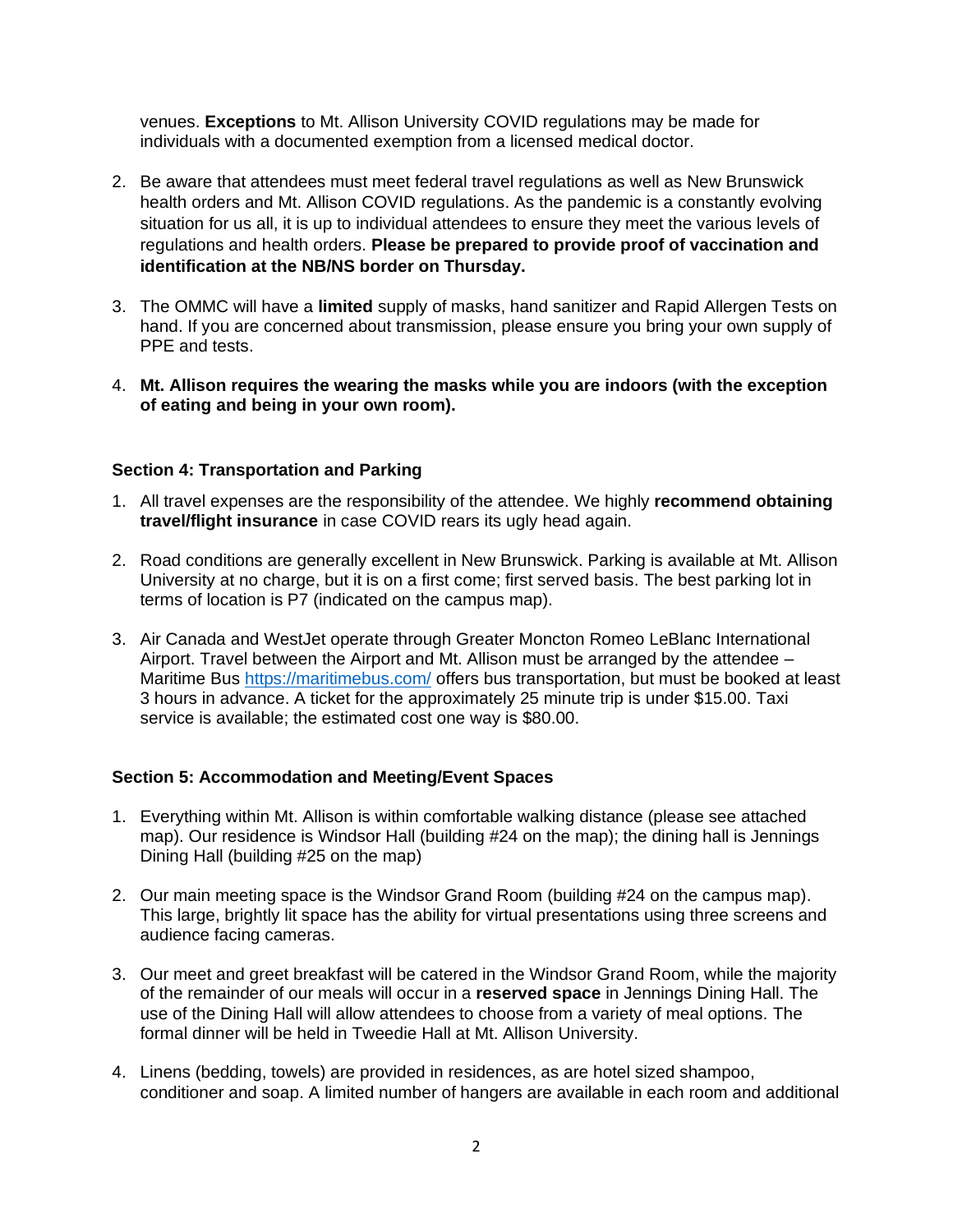venues. **Exceptions** to Mt. Allison University COVID regulations may be made for individuals with a documented exemption from a licensed medical doctor.

2. Be aware that attendees must meet federal travel regulations as well as New Brunswick health orders and Mt. Allison COVID regulations. As the pandemic is a constantly evolving situation for us all, it is up to individual attendees to ensure they meet the various levels of regulations and health orders. **Please be prepared to provide proof of vaccination and identification at the NB/NS border on Thursday.**

3. The OMMC will have a **limited** supply of masks, hand sanitizer and Rapid Allergen Tests on hand. If you are concerned about transmission, please ensure you bring your own supply of PPE and tests.

4. **Mt. Allison requires the wearing the masks while you are indoors (with the exception of eating and being in your own room).**

**Section 4: Transportation and Parking**

1. All travel expenses are the responsibility of the attendee. We highly **recommend obtaining travel/flight insurance** in case COVID rears its ugly head again.

2. Road conditions are generally excellent in New Brunswick. Parking is available at Mt. Allison University at no charge, but it is on a first come; first served basis. The best parking lot in terms of location is P7 (indicated on the campus map).

3. Air Canada and WestJet operate through Greater Moncton Romeo LeBlanc International Airport. Travel between the Airport and Mt. Allison must be arranged by the attendee – Maritime Bus https://maritimebus.com/ offers bus transportation, but must be booked at least 3 hours in advance. A ticket for the approximately 25 minute trip is under $15.00. Taxi service is available; the estimated cost one way is $80.00.

**Section 5: Accommodation and Meeting/Event Spaces**

1. Everything within Mt. Allison is within comfortable walking distance (please see attached map). Our residence is Windsor Hall (building #24 on the map); the dining hall is Jennings Dining Hall (building #25 on the map)

2. Our main meeting space is the Windsor Grand Room (building #24 on the campus map). This large, brightly lit space has the ability for virtual presentations using three screens and audience facing cameras.

3. Our meet and greet breakfast will be catered in the Windsor Grand Room, while the majority of the remainder of our meals will occur in a **reserved space** in Jennings Dining Hall. The use of the Dining Hall will allow attendees to choose from a variety of meal options. The formal dinner will be held in Tweedie Hall at Mt. Allison University.

4. Linens (bedding, towels) are provided in residences, as are hotel sized shampoo, conditioner and soap. A limited number of hangers are available in each room and additional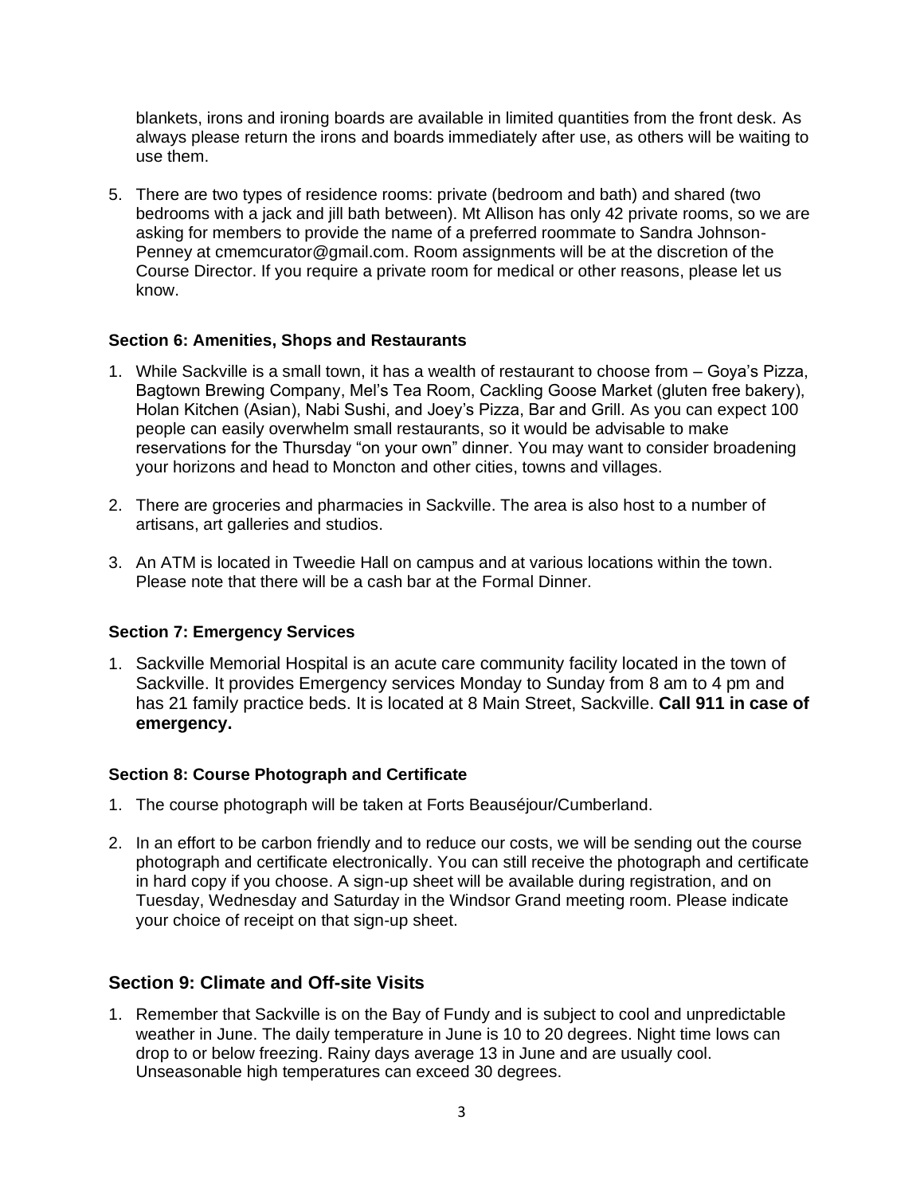blankets, irons and ironing boards are available in limited quantities from the front desk. As always please return the irons and boards immediately after use, as others will be waiting to use them.

5. There are two types of residence rooms: private (bedroom and bath) and shared (two bedrooms with a jack and jill bath between). Mt Allison has only 42 private rooms, so we are asking for members to provide the name of a preferred roommate to Sandra Johnson-Penney at cmemcurator@gmail.com. Room assignments will be at the discretion of the Course Director. If you require a private room for medical or other reasons, please let us know.

#### Section 6: Amenities, Shops and Restaurants

1. While Sackville is a small town, it has a wealth of restaurant to choose from – Goya's Pizza, Bagtown Brewing Company, Mel's Tea Room, Cackling Goose Market (gluten free bakery), Holan Kitchen (Asian), Nabi Sushi, and Joey's Pizza, Bar and Grill. As you can expect 100 people can easily overwhelm small restaurants, so it would be advisable to make reservations for the Thursday "on your own" dinner. You may want to consider broadening your horizons and head to Moncton and other cities, towns and villages.

2. There are groceries and pharmacies in Sackville. The area is also host to a number of artisans, art galleries and studios.

3. An ATM is located in Tweedie Hall on campus and at various locations within the town. Please note that there will be a cash bar at the Formal Dinner.

#### Section 7: Emergency Services

1. Sackville Memorial Hospital is an acute care community facility located in the town of Sackville. It provides Emergency services Monday to Sunday from 8 am to 4 pm and has 21 family practice beds. It is located at 8 Main Street, Sackville. **Call 911 in case of emergency.**

#### Section 8: Course Photograph and Certificate

1. The course photograph will be taken at Forts Beauséjour/Cumberland.

2. In an effort to be carbon friendly and to reduce our costs, we will be sending out the course photograph and certificate electronically. You can still receive the photograph and certificate in hard copy if you choose. A sign-up sheet will be available during registration, and on Tuesday, Wednesday and Saturday in the Windsor Grand meeting room. Please indicate your choice of receipt on that sign-up sheet.

### Section 9: Climate and Off-site Visits

1. Remember that Sackville is on the Bay of Fundy and is subject to cool and unpredictable weather in June. The daily temperature in June is 10 to 20 degrees. Night time lows can drop to or below freezing. Rainy days average 13 in June and are usually cool. Unseasonable high temperatures can exceed 30 degrees.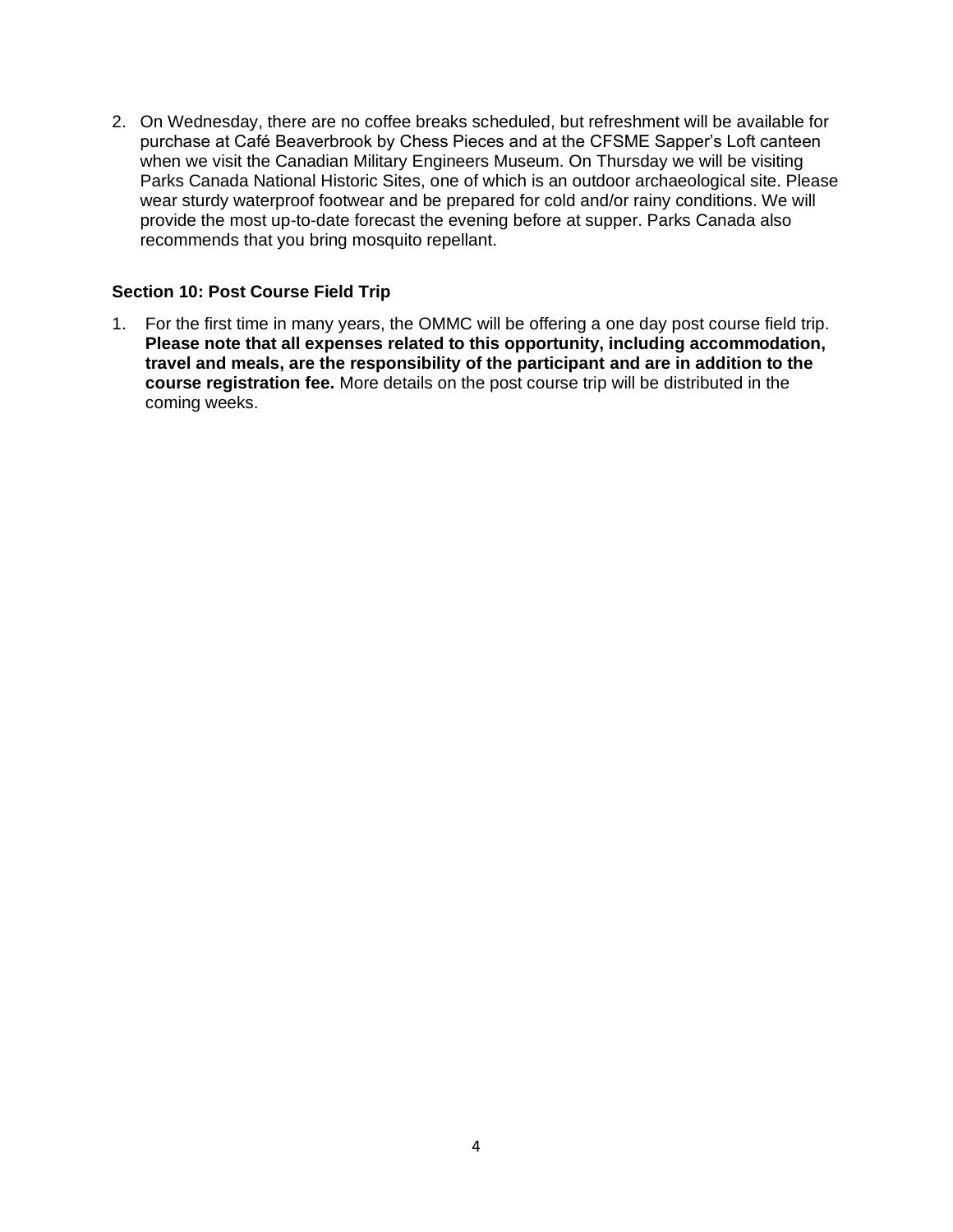2. On Wednesday, there are no coffee breaks scheduled, but refreshment will be available for purchase at Café Beaverbrook by Chess Pieces and at the CFSME Sapper's Loft canteen when we visit the Canadian Military Engineers Museum. On Thursday we will be visiting Parks Canada National Historic Sites, one of which is an outdoor archaeological site. Please wear sturdy waterproof footwear and be prepared for cold and/or rainy conditions. We will provide the most up-to-date forecast the evening before at supper. Parks Canada also recommends that you bring mosquito repellant.

### Section 10: Post Course Field Trip

1. For the first time in many years, the OMMC will be offering a one day post course field trip. **Please note that all expenses related to this opportunity, including accommodation, travel and meals, are the responsibility of the participant and are in addition to the course registration fee.** More details on the post course trip will be distributed in the coming weeks.